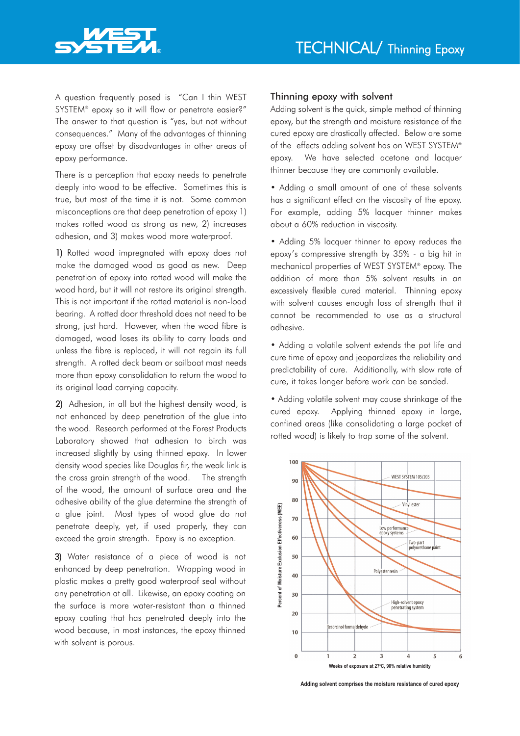# TECHNICAL/ Thinning Epoxy

A question frequently posed is "Can I thin WEST SYSTEM® epoxy so it will flow or penetrate easier?" The answer to that question is "yes, but not without consequences." Many of the advantages of thinning epoxy are offset by disadvantages in other areas of epoxy performance.

There is a perception that epoxy needs to penetrate deeply into wood to be effective. Sometimes this is true, but most of the time it is not. Some common misconceptions are that deep penetration of epoxy 1) makes rotted wood as strong as new, 2) increases adhesion, and 3) makes wood more waterproof.

1) Rotted wood impregnated with epoxy does not make the damaged wood as good as new. Deep penetration of epoxy into rotted wood will make the wood hard, but it will not restore its original strength. This is not important if the rotted material is non-load bearing. A rotted door threshold does not need to be strong, just hard. However, when the wood fibre is damaged, wood loses its ability to carry loads and unless the fibre is replaced, it will not regain its full strength. A rotted deck beam or sailboat mast needs more than epoxy consolidation to return the wood to its original load carrying capacity.

2) Adhesion, in all but the highest density wood, is not enhanced by deep penetration of the glue into the wood. Research performed at the Forest Products Laboratory showed that adhesion to birch was increased slightly by using thinned epoxy. In lower density wood species like Douglas fir, the weak link is the cross grain strength of the wood. The strength of the wood, the amount of surface area and the adhesive ability of the glue determine the strength of a glue joint. Most types of wood glue do not penetrate deeply, yet, if used properly, they can exceed the grain strength. Epoxy is no exception.

3) Water resistance of a piece of wood is not enhanced by deep penetration. Wrapping wood in plastic makes a pretty good waterproof seal without any penetration at all. Likewise, an epoxy coating on the surface is more water-resistant than a thinned epoxy coating that has penetrated deeply into the wood because, in most instances, the epoxy thinned with solvent is porous.

## Thinning epoxy with solvent

Adding solvent is the quick, simple method of thinning epoxy, but the strength and moisture resistance of the cured epoxy are drastically affected. Below are some of the effects adding solvent has on WEST SYSTEM® epoxy. We have selected acetone and lacquer thinner because they are commonly available.

- Adding a small amount of one of these solvents has a significant effect on the viscosity of the epoxy. For example, adding 5% lacquer thinner makes about a 60% reduction in viscosity.

- Adding 5% lacquer thinner to epoxy reduces the epoxy's compressive strength by 35% - a big hit in mechanical properties of WEST SYSTEM® epoxy. The addition of more than 5% solvent results in an excessively flexible cured material. Thinning epoxy with solvent causes enough loss of strength that it cannot be recommended to use as a structural adhesive.

- Adding a volatile solvent extends the pot life and cure time of epoxy and jeopardizes the reliability and predictability of cure. Additionally, with slow rate of cure, it takes longer before work can be sanded.

- Adding volatile solvent may cause shrinkage of the cured epoxy. Applying thinned epoxy in large, confined areas (like consolidating a large pocket of rotted wood) is likely to trap some of the solvent.

Percent of Moisture Exclusion Effectiveness (MEE)
100
90
80
70
60
50
40
30
20
10
0
1 2 3 4 5 6
Weeks of exposure at 27°C, 90% relative humidity
WEST SYSTEM 105/205
Vinyl ester
Low performance epoxy systems
Two-part polyurethane paint
Polyester resin
High-solvent epoxy penetrating system
Resorcinol formaldehyde

Adding solvent comprises the moisture resistance of cured epoxy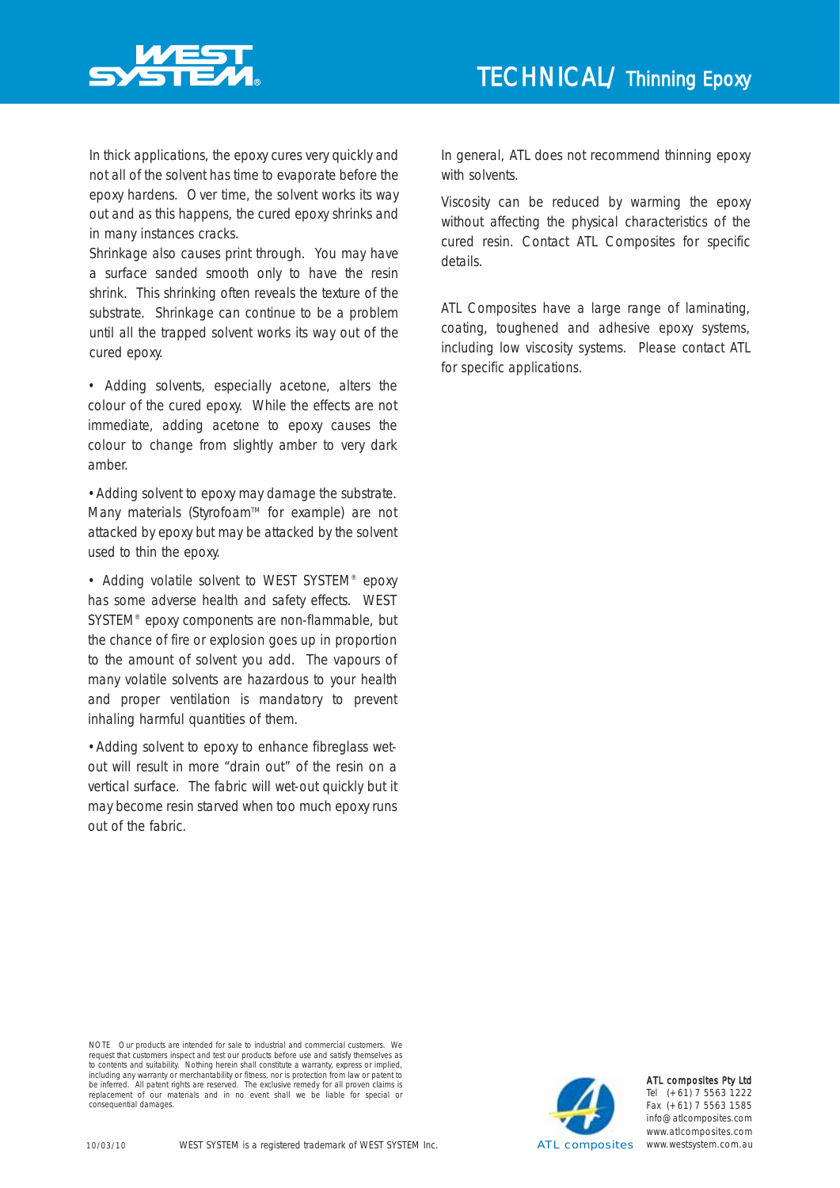In thick applications, the epoxy cures very quickly and not all of the solvent has time to evaporate before the epoxy hardens. Over time, the solvent works its way out and as this happens, the cured epoxy shrinks and in many instances cracks.
Shrinkage also causes print through. You may have a surface sanded smooth only to have the resin shrink. This shrinking often reveals the texture of the substrate. Shrinkage can continue to be a problem until all the trapped solvent works its way out of the cured epoxy.

• Adding solvents, especially acetone, alters the colour of the cured epoxy. While the effects are not immediate, adding acetone to epoxy causes the colour to change from slightly amber to very dark amber.

• Adding solvent to epoxy may damage the substrate. Many materials (Styrofoam™ for example) are not attacked by epoxy but may be attacked by the solvent used to thin the epoxy.

• Adding volatile solvent to WEST SYSTEM® epoxy has some adverse health and safety effects. WEST SYSTEM® epoxy components are non-flammable, but the chance of fire or explosion goes up in proportion to the amount of solvent you add. The vapours of many volatile solvents are hazardous to your health and proper ventilation is mandatory to prevent inhaling harmful quantities of them.

• Adding solvent to epoxy to enhance fibreglass wet-out will result in more "drain out" of the resin on a vertical surface. The fabric will wet-out quickly but it may become resin starved when too much epoxy runs out of the fabric.

In general, ATL does not recommend thinning epoxy with solvents.

Viscosity can be reduced by warming the epoxy without affecting the physical characteristics of the cured resin. Contact ATL Composites for specific details.

ATL Composites have a large range of laminating, coating, toughened and adhesive epoxy systems, including low viscosity systems. Please contact ATL for specific applications.

NOTE Our products are intended for sale to industrial and commercial customers. We request that customers inspect and test our products before use and satisfy themselves as to contents and suitability. Nothing herein shall constitute a warranty, express or implied, including any warranty or merchantability or fitness, nor is protection from law or patent to be inferred. All patent rights are reserved. The exclusive remedy for all proven claims is replacement of our materials and in no event shall we be liable for special or consequential damages.

10/03/10 WEST SYSTEM is a registered trademark of WEST SYSTEM Inc.

**ATL composites Pty Ltd**
Tel (+61) 7 5563 1222
Fax (+61) 7 5563 1585
info@atlcomposites.com
www.atlcomposites.com
www.westsystem.com.au